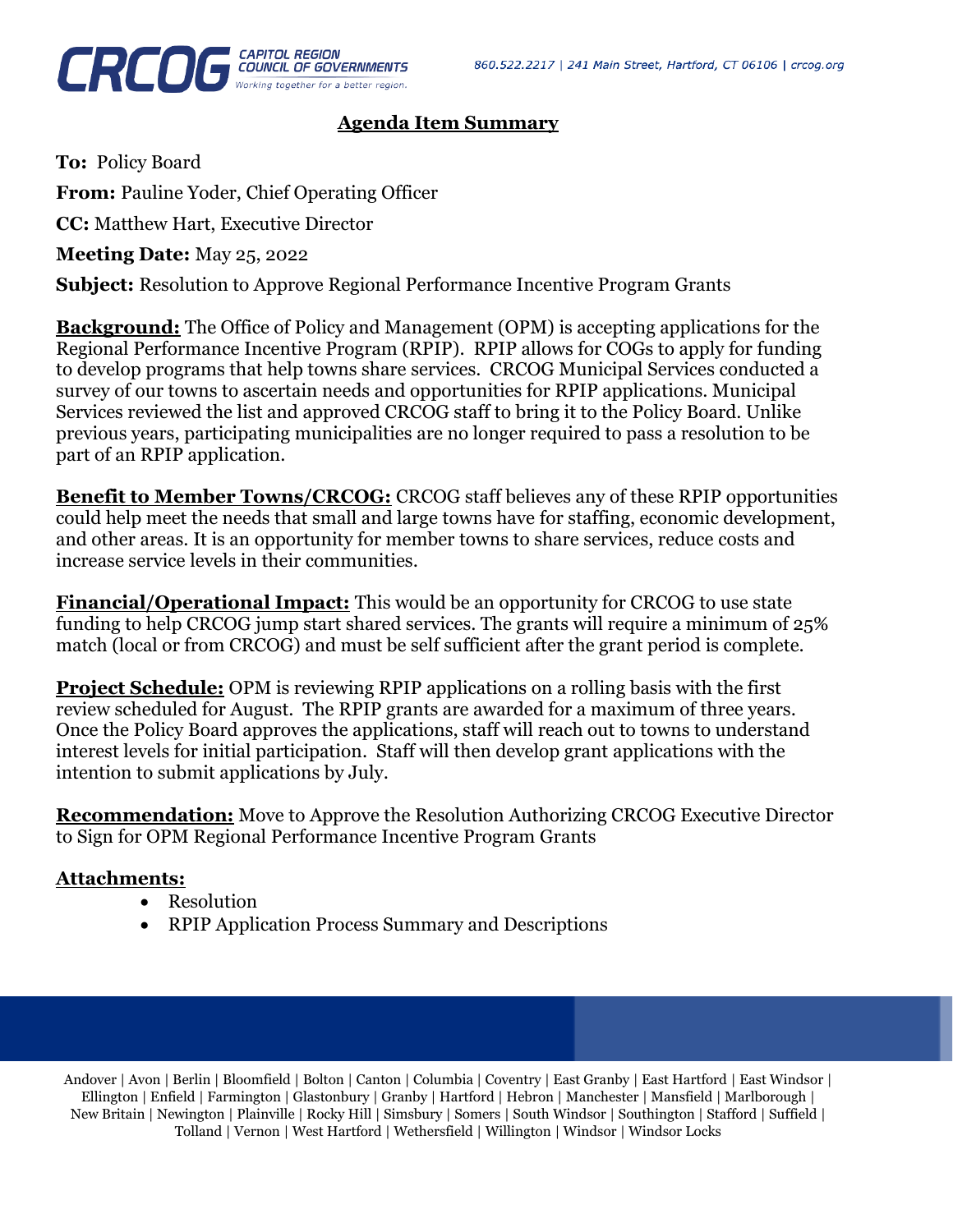## Agenda Item Summary

**To:** Policy Board

**From:** Pauline Yoder, Chief Operating Officer

**CC:** Matthew Hart, Executive Director

**Meeting Date:** May 25, 2022

**Subject:** Resolution to Approve Regional Performance Incentive Program Grants

**Background:** The Office of Policy and Management (OPM) is accepting applications for the Regional Performance Incentive Program (RPIP). RPIP allows for COGs to apply for funding to develop programs that help towns share services. CRCOG Municipal Services conducted a survey of our towns to ascertain needs and opportunities for RPIP applications. Municipal Services reviewed the list and approved CRCOG staff to bring it to the Policy Board. Unlike previous years, participating municipalities are no longer required to pass a resolution to be part of an RPIP application.

**Benefit to Member Towns/CRCOG:** CRCOG staff believes any of these RPIP opportunities could help meet the needs that small and large towns have for staffing, economic development, and other areas. It is an opportunity for member towns to share services, reduce costs and increase service levels in their communities.

**Financial/Operational Impact:** This would be an opportunity for CRCOG to use state funding to help CRCOG jump start shared services. The grants will require a minimum of 25% match (local or from CRCOG) and must be self sufficient after the grant period is complete.

**Project Schedule:** OPM is reviewing RPIP applications on a rolling basis with the first review scheduled for August. The RPIP grants are awarded for a maximum of three years. Once the Policy Board approves the applications, staff will reach out to towns to understand interest levels for initial participation. Staff will then develop grant applications with the intention to submit applications by July.

**Recommendation:** Move to Approve the Resolution Authorizing CRCOG Executive Director to Sign for OPM Regional Performance Incentive Program Grants

**Attachments:**

- Resolution
- RPIP Application Process Summary and Descriptions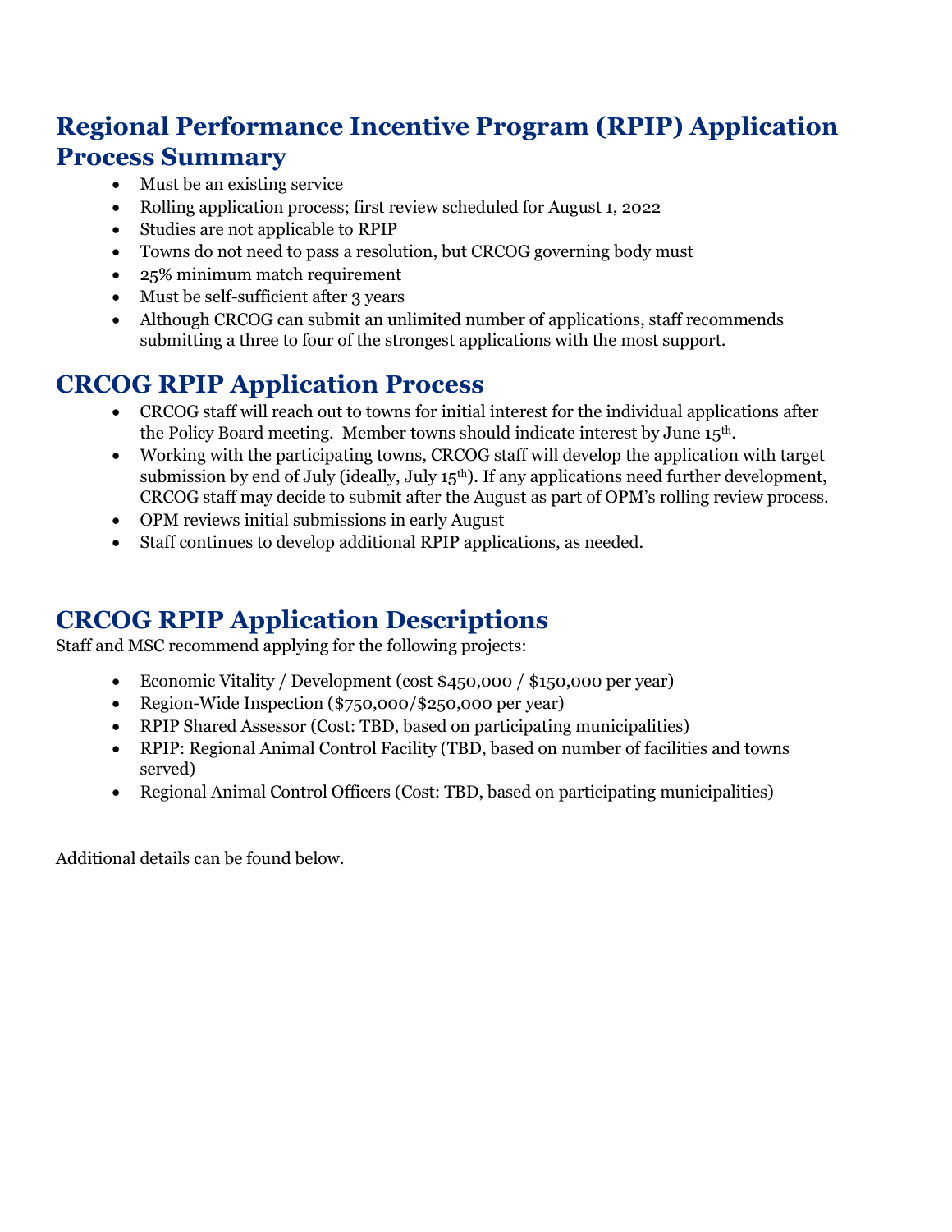## Regional Performance Incentive Program (RPIP) Application Process Summary

- Must be an existing service
- Rolling application process; first review scheduled for August 1, 2022
- Studies are not applicable to RPIP
- Towns do not need to pass a resolution, but CRCOG governing body must
- 25% minimum match requirement
- Must be self-sufficient after 3 years
- Although CRCOG can submit an unlimited number of applications, staff recommends submitting a three to four of the strongest applications with the most support.

## CRCOG RPIP Application Process

- CRCOG staff will reach out to towns for initial interest for the individual applications after the Policy Board meeting. Member towns should indicate interest by June 15th.
- Working with the participating towns, CRCOG staff will develop the application with target submission by end of July (ideally, July 15th). If any applications need further development, CRCOG staff may decide to submit after the August as part of OPM's rolling review process.
- OPM reviews initial submissions in early August
- Staff continues to develop additional RPIP applications, as needed.

## CRCOG RPIP Application Descriptions

Staff and MSC recommend applying for the following projects:

- Economic Vitality / Development (cost $450,000 / $150,000 per year)
- Region-Wide Inspection ($750,000/$250,000 per year)
- RPIP Shared Assessor (Cost: TBD, based on participating municipalities)
- RPIP: Regional Animal Control Facility (TBD, based on number of facilities and towns served)
- Regional Animal Control Officers (Cost: TBD, based on participating municipalities)

Additional details can be found below.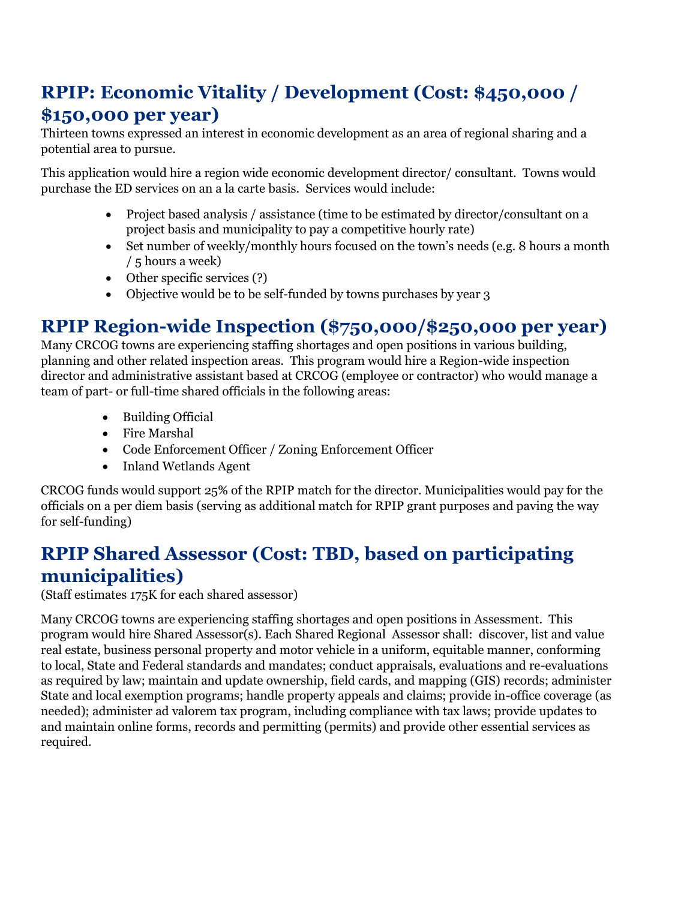## RPIP: Economic Vitality / Development (Cost: $450,000 / $150,000 per year)

Thirteen towns expressed an interest in economic development as an area of regional sharing and a potential area to pursue.

This application would hire a region wide economic development director/ consultant. Towns would purchase the ED services on an a la carte basis. Services would include:

- Project based analysis / assistance (time to be estimated by director/consultant on a project basis and municipality to pay a competitive hourly rate)
- Set number of weekly/monthly hours focused on the town's needs (e.g. 8 hours a month / 5 hours a week)
- Other specific services (?)
- Objective would be to be self-funded by towns purchases by year 3

## RPIP Region-wide Inspection ($750,000/$250,000 per year)

Many CRCOG towns are experiencing staffing shortages and open positions in various building, planning and other related inspection areas. This program would hire a Region-wide inspection director and administrative assistant based at CRCOG (employee or contractor) who would manage a team of part- or full-time shared officials in the following areas:

- Building Official
- Fire Marshal
- Code Enforcement Officer / Zoning Enforcement Officer
- Inland Wetlands Agent

CRCOG funds would support 25% of the RPIP match for the director. Municipalities would pay for the officials on a per diem basis (serving as additional match for RPIP grant purposes and paving the way for self-funding)

## RPIP Shared Assessor (Cost: TBD, based on participating municipalities)

(Staff estimates 175K for each shared assessor)

Many CRCOG towns are experiencing staffing shortages and open positions in Assessment. This program would hire Shared Assessor(s). Each Shared Regional Assessor shall: discover, list and value real estate, business personal property and motor vehicle in a uniform, equitable manner, conforming to local, State and Federal standards and mandates; conduct appraisals, evaluations and re-evaluations as required by law; maintain and update ownership, field cards, and mapping (GIS) records; administer State and local exemption programs; handle property appeals and claims; provide in-office coverage (as needed); administer ad valorem tax program, including compliance with tax laws; provide updates to and maintain online forms, records and permitting (permits) and provide other essential services as required.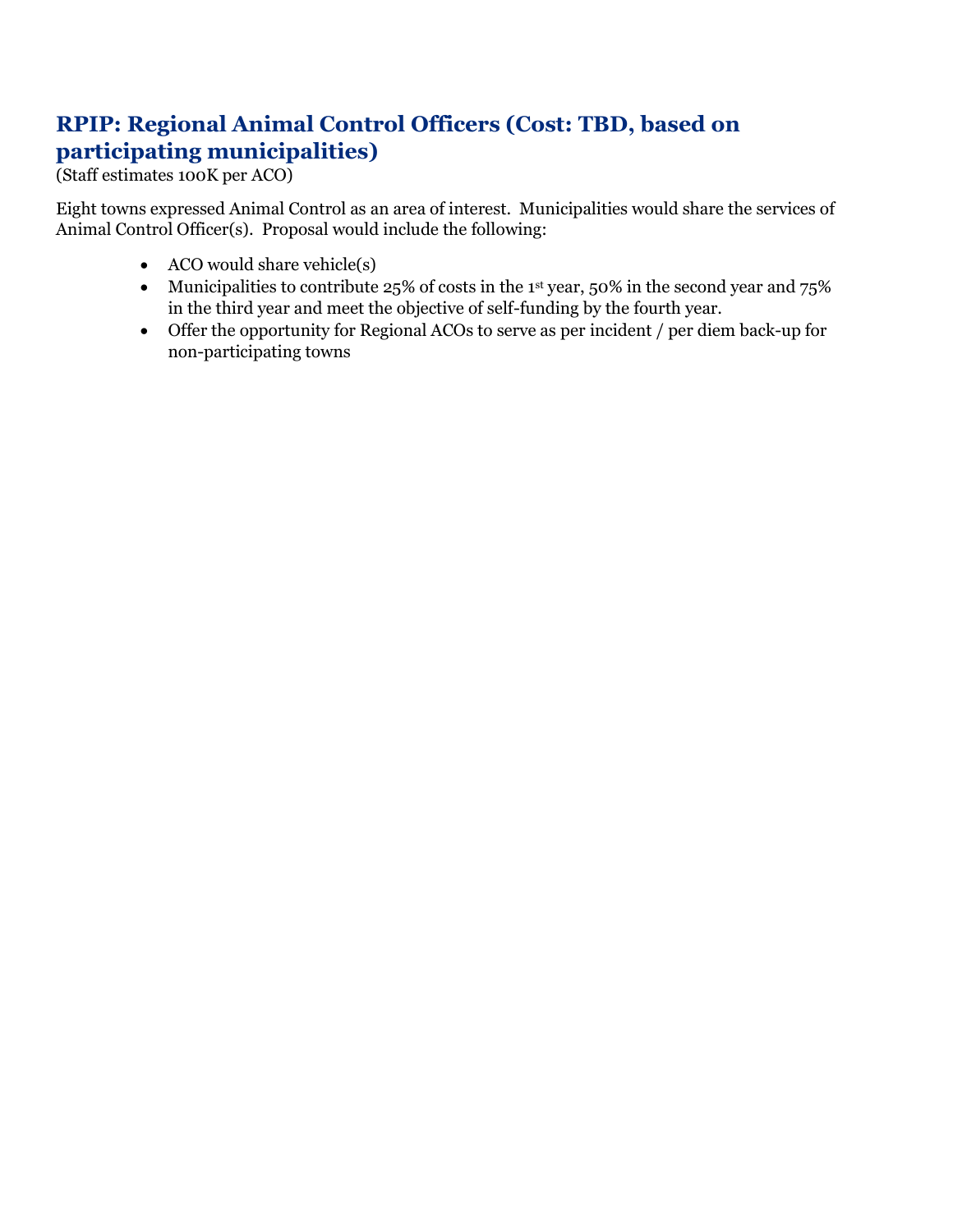## RPIP: Regional Animal Control Officers (Cost: TBD, based on participating municipalities)

(Staff estimates 100K per ACO)

Eight towns expressed Animal Control as an area of interest. Municipalities would share the services of Animal Control Officer(s). Proposal would include the following:

- ACO would share vehicle(s)
- Municipalities to contribute 25% of costs in the 1st year, 50% in the second year and 75% in the third year and meet the objective of self-funding by the fourth year.
- Offer the opportunity for Regional ACOs to serve as per incident / per diem back-up for non-participating towns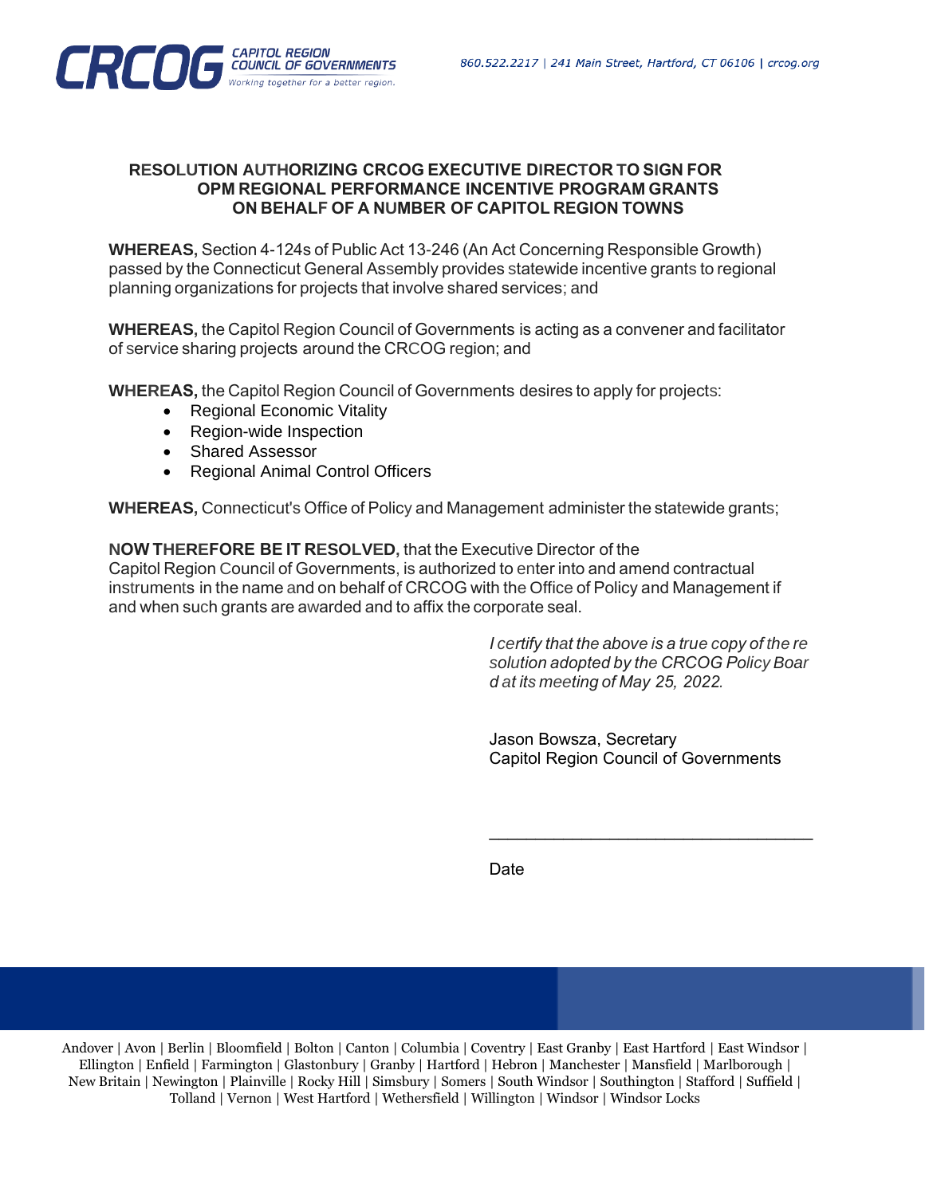**RESOLUTION AUTHORIZING CRCOG EXECUTIVE DIRECTOR TO SIGN FOR OPM REGIONAL PERFORMANCE INCENTIVE PROGRAM GRANTS ON BEHALF OF A NUMBER OF CAPITOL REGION TOWNS**

**WHEREAS,** Section 4-124s of Public Act 13-246 (An Act Concerning Responsible Growth) passed by the Connecticut General Assembly provides statewide incentive grants to regional planning organizations for projects that involve shared services; and

**WHEREAS,** the Capitol Region Council of Governments is acting as a convener and facilitator of service sharing projects around the CRCOG region; and

**WHEREAS,** the Capitol Region Council of Governments desires to apply for projects:

- Regional Economic Vitality
- Region-wide Inspection
- Shared Assessor
- Regional Animal Control Officers

**WHEREAS,** Connecticut's Office of Policy and Management administer the statewide grants;

**NOW THEREFORE BE IT RESOLVED,** that the Executive Director of the Capitol Region Council of Governments, is authorized to enter into and amend contractual instruments in the name and on behalf of CRCOG with the Office of Policy and Management if and when such grants are awarded and to affix the corporate seal.

*I certify that the above is a true copy of the resolution adopted by the CRCOG Policy Board at its meeting of May 25, 2022.*

Jason Bowsza, Secretary
Capitol Region Council of Governments

\_\_\_\_\_\_\_\_\_\_\_\_\_\_\_\_\_\_\_\_\_\_\_\_\_\_\_\_\_\_\_\_\_\_

Date